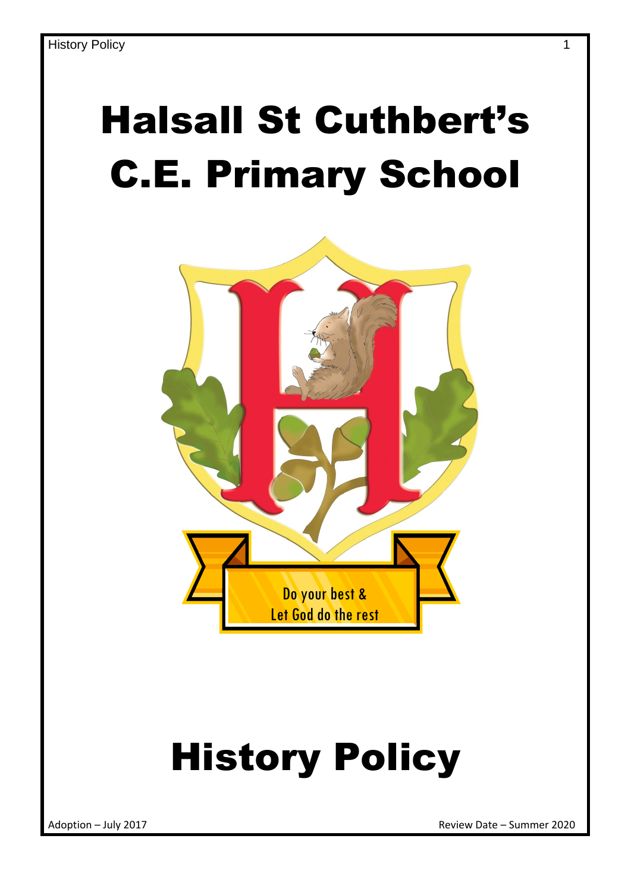# Halsall St Cuthbert's C.E. Primary School

Do your best &
Let God do the rest

# History Policy

Adoption – July 2017

Review Date – Summer 2020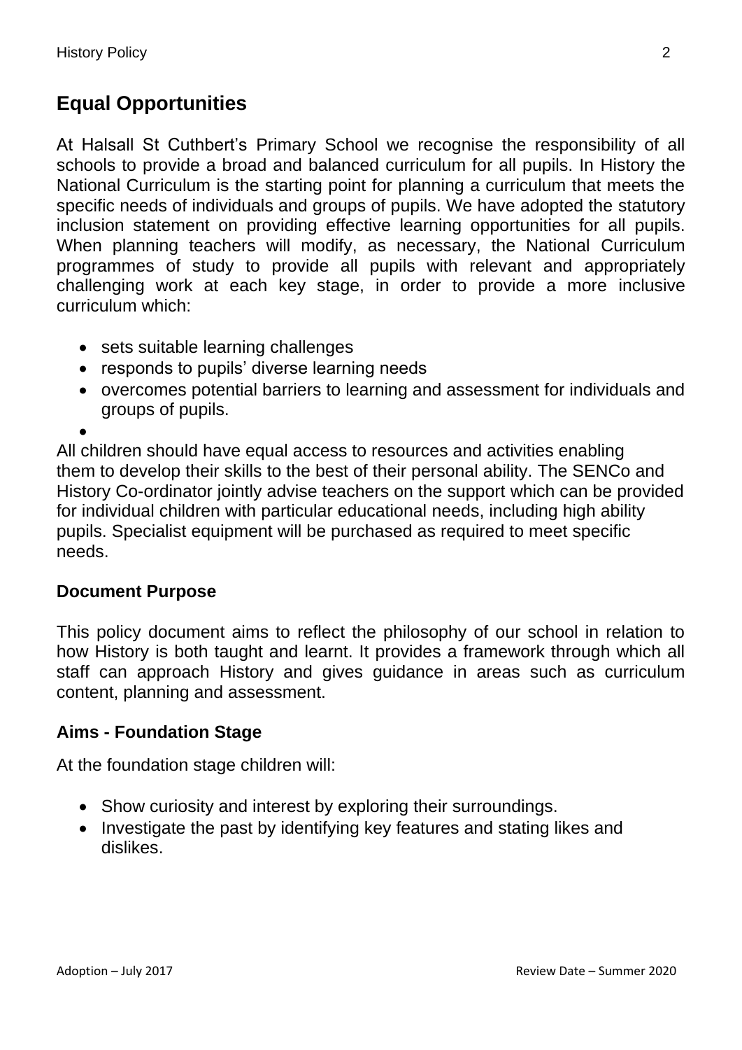## Equal Opportunities

At Halsall St Cuthbert's Primary School we recognise the responsibility of all schools to provide a broad and balanced curriculum for all pupils. In History the National Curriculum is the starting point for planning a curriculum that meets the specific needs of individuals and groups of pupils. We have adopted the statutory inclusion statement on providing effective learning opportunities for all pupils. When planning teachers will modify, as necessary, the National Curriculum programmes of study to provide all pupils with relevant and appropriately challenging work at each key stage, in order to provide a more inclusive curriculum which:

- sets suitable learning challenges
- responds to pupils' diverse learning needs
- overcomes potential barriers to learning and assessment for individuals and groups of pupils.

All children should have equal access to resources and activities enabling them to develop their skills to the best of their personal ability. The SENCo and History Co-ordinator jointly advise teachers on the support which can be provided for individual children with particular educational needs, including high ability pupils. Specialist equipment will be purchased as required to meet specific needs.

### Document Purpose

This policy document aims to reflect the philosophy of our school in relation to how History is both taught and learnt. It provides a framework through which all staff can approach History and gives guidance in areas such as curriculum content, planning and assessment.

### Aims - Foundation Stage

At the foundation stage children will:

- Show curiosity and interest by exploring their surroundings.
- Investigate the past by identifying key features and stating likes and dislikes.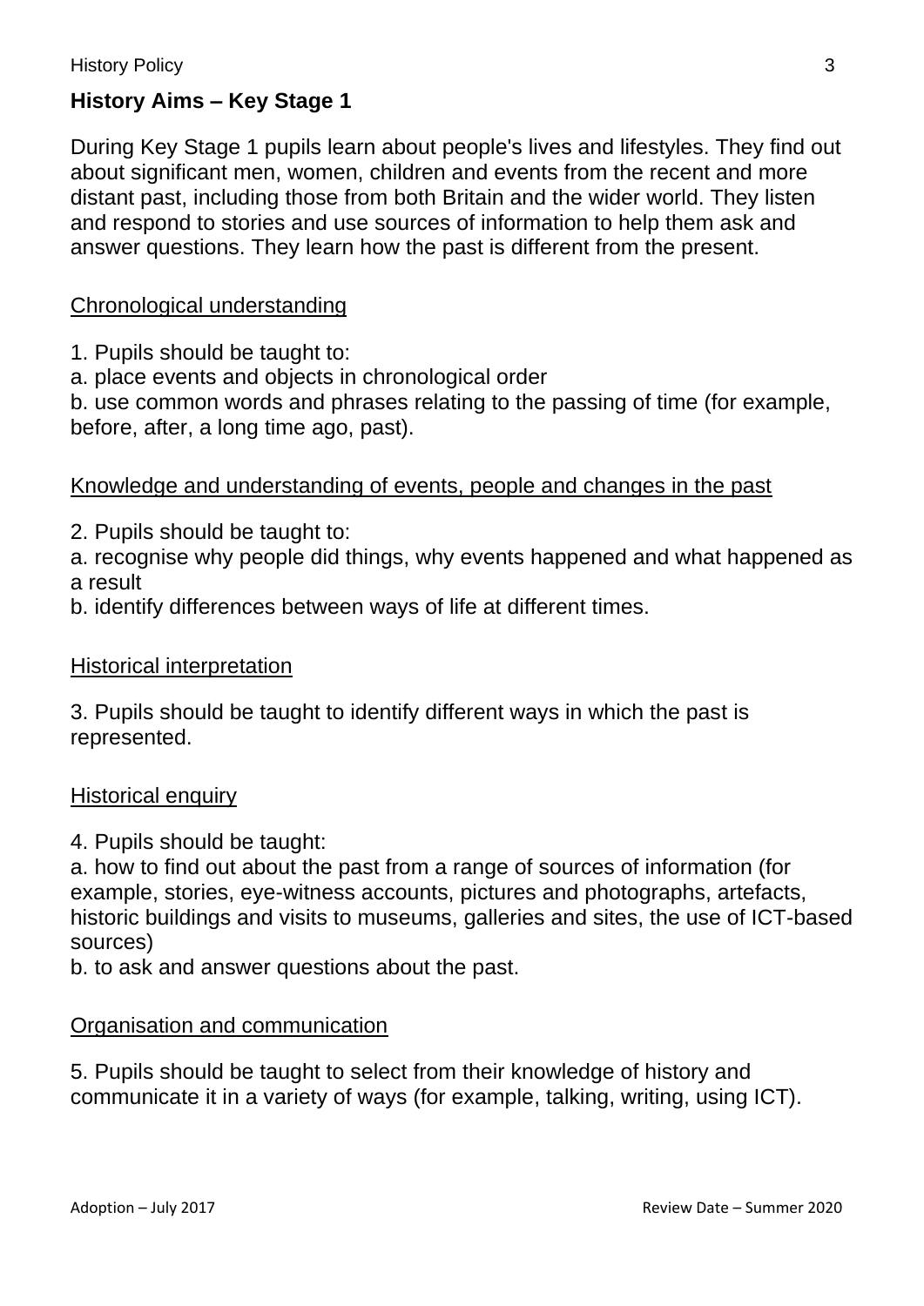## History Aims – Key Stage 1

During Key Stage 1 pupils learn about people's lives and lifestyles. They find out about significant men, women, children and events from the recent and more distant past, including those from both Britain and the wider world. They listen and respond to stories and use sources of information to help them ask and answer questions. They learn how the past is different from the present.

<u>Chronological understanding</u>

1. Pupils should be taught to:
a. place events and objects in chronological order
b. use common words and phrases relating to the passing of time (for example, before, after, a long time ago, past).

<u>Knowledge and understanding of events, people and changes in the past</u>

2. Pupils should be taught to:
a. recognise why people did things, why events happened and what happened as a result
b. identify differences between ways of life at different times.

<u>Historical interpretation</u>

3. Pupils should be taught to identify different ways in which the past is represented.

<u>Historical enquiry</u>

4. Pupils should be taught:
a. how to find out about the past from a range of sources of information (for example, stories, eye-witness accounts, pictures and photographs, artefacts, historic buildings and visits to museums, galleries and sites, the use of ICT-based sources)
b. to ask and answer questions about the past.

<u>Organisation and communication</u>

5. Pupils should be taught to select from their knowledge of history and communicate it in a variety of ways (for example, talking, writing, using ICT).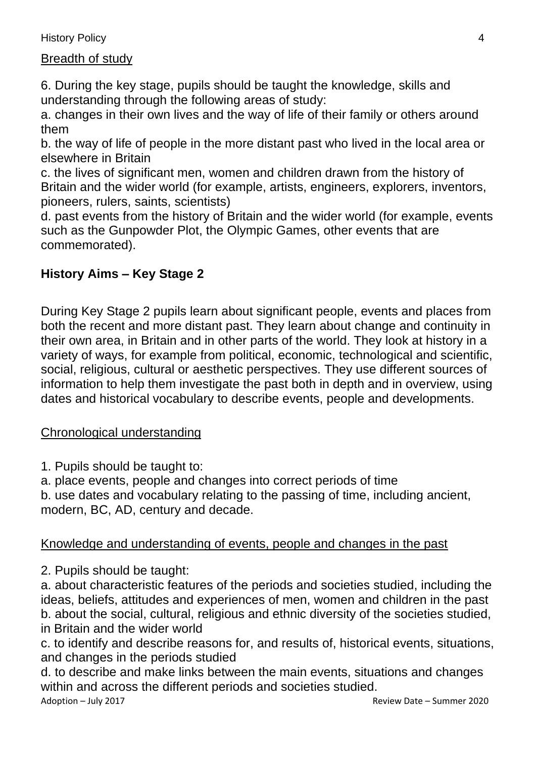Breadth of study

6. During the key stage, pupils should be taught the knowledge, skills and understanding through the following areas of study:
a. changes in their own lives and the way of life of their family or others around them
b. the way of life of people in the more distant past who lived in the local area or elsewhere in Britain
c. the lives of significant men, women and children drawn from the history of Britain and the wider world (for example, artists, engineers, explorers, inventors, pioneers, rulers, saints, scientists)
d. past events from the history of Britain and the wider world (for example, events such as the Gunpowder Plot, the Olympic Games, other events that are commemorated).

## History Aims – Key Stage 2

During Key Stage 2 pupils learn about significant people, events and places from both the recent and more distant past. They learn about change and continuity in their own area, in Britain and in other parts of the world. They look at history in a variety of ways, for example from political, economic, technological and scientific, social, religious, cultural or aesthetic perspectives. They use different sources of information to help them investigate the past both in depth and in overview, using dates and historical vocabulary to describe events, people and developments.

Chronological understanding

1. Pupils should be taught to:
a. place events, people and changes into correct periods of time
b. use dates and vocabulary relating to the passing of time, including ancient, modern, BC, AD, century and decade.

Knowledge and understanding of events, people and changes in the past

2. Pupils should be taught:
a. about characteristic features of the periods and societies studied, including the ideas, beliefs, attitudes and experiences of men, women and children in the past
b. about the social, cultural, religious and ethnic diversity of the societies studied, in Britain and the wider world
c. to identify and describe reasons for, and results of, historical events, situations, and changes in the periods studied
d. to describe and make links between the main events, situations and changes within and across the different periods and societies studied.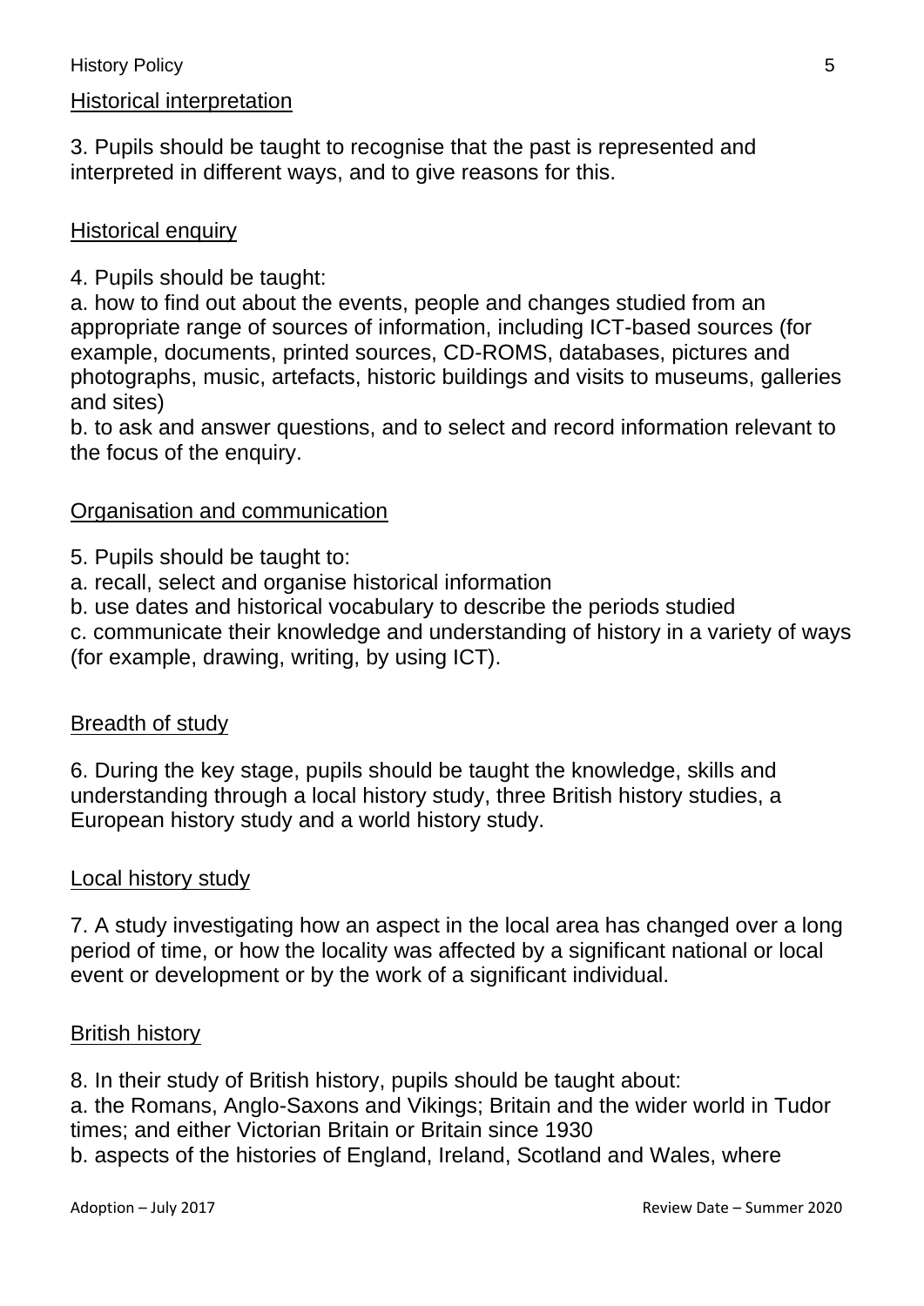## Historical interpretation

3. Pupils should be taught to recognise that the past is represented and interpreted in different ways, and to give reasons for this.

## Historical enquiry

4. Pupils should be taught:
a. how to find out about the events, people and changes studied from an appropriate range of sources of information, including ICT-based sources (for example, documents, printed sources, CD-ROMS, databases, pictures and photographs, music, artefacts, historic buildings and visits to museums, galleries and sites)
b. to ask and answer questions, and to select and record information relevant to the focus of the enquiry.

## Organisation and communication

5. Pupils should be taught to:
a. recall, select and organise historical information
b. use dates and historical vocabulary to describe the periods studied
c. communicate their knowledge and understanding of history in a variety of ways (for example, drawing, writing, by using ICT).

## Breadth of study

6. During the key stage, pupils should be taught the knowledge, skills and understanding through a local history study, three British history studies, a European history study and a world history study.

## Local history study

7. A study investigating how an aspect in the local area has changed over a long period of time, or how the locality was affected by a significant national or local event or development or by the work of a significant individual.

## British history

8. In their study of British history, pupils should be taught about:
a. the Romans, Anglo-Saxons and Vikings; Britain and the wider world in Tudor times; and either Victorian Britain or Britain since 1930
b. aspects of the histories of England, Ireland, Scotland and Wales, where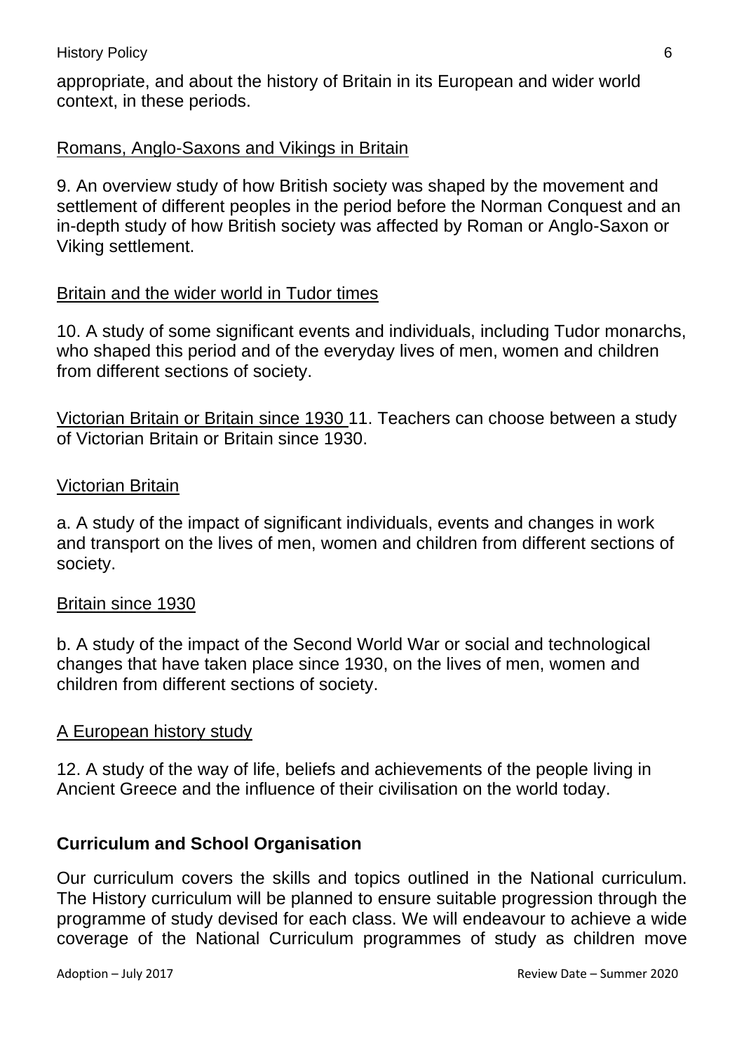appropriate, and about the history of Britain in its European and wider world context, in these periods.

Romans, Anglo-Saxons and Vikings in Britain

9. An overview study of how British society was shaped by the movement and settlement of different peoples in the period before the Norman Conquest and an in-depth study of how British society was affected by Roman or Anglo-Saxon or Viking settlement.

Britain and the wider world in Tudor times

10. A study of some significant events and individuals, including Tudor monarchs, who shaped this period and of the everyday lives of men, women and children from different sections of society.

Victorian Britain or Britain since 1930 11. Teachers can choose between a study of Victorian Britain or Britain since 1930.

Victorian Britain

a. A study of the impact of significant individuals, events and changes in work and transport on the lives of men, women and children from different sections of society.

Britain since 1930

b. A study of the impact of the Second World War or social and technological changes that have taken place since 1930, on the lives of men, women and children from different sections of society.

A European history study

12. A study of the way of life, beliefs and achievements of the people living in Ancient Greece and the influence of their civilisation on the world today.

## Curriculum and School Organisation

Our curriculum covers the skills and topics outlined in the National curriculum. The History curriculum will be planned to ensure suitable progression through the programme of study devised for each class. We will endeavour to achieve a wide coverage of the National Curriculum programmes of study as children move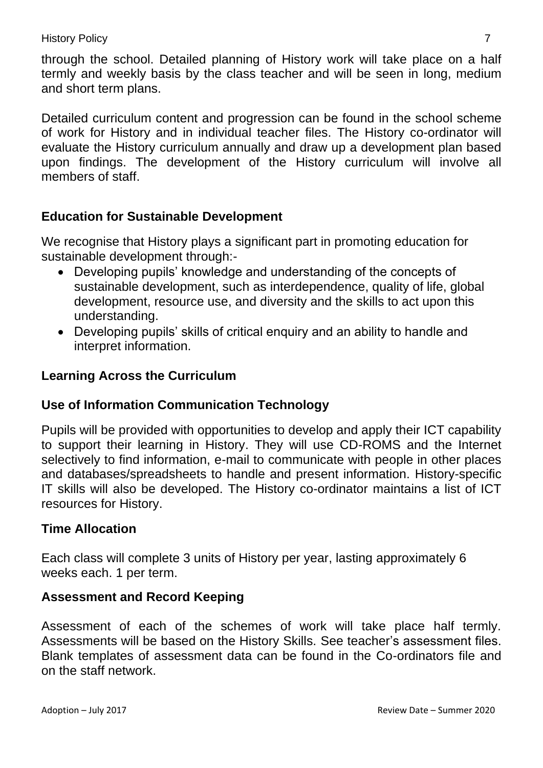through the school. Detailed planning of History work will take place on a half termly and weekly basis by the class teacher and will be seen in long, medium and short term plans.

Detailed curriculum content and progression can be found in the school scheme of work for History and in individual teacher files. The History co-ordinator will evaluate the History curriculum annually and draw up a development plan based upon findings. The development of the History curriculum will involve all members of staff.

## Education for Sustainable Development

We recognise that History plays a significant part in promoting education for sustainable development through:-

- Developing pupils' knowledge and understanding of the concepts of sustainable development, such as interdependence, quality of life, global development, resource use, and diversity and the skills to act upon this understanding.
- Developing pupils' skills of critical enquiry and an ability to handle and interpret information.

## Learning Across the Curriculum

## Use of Information Communication Technology

Pupils will be provided with opportunities to develop and apply their ICT capability to support their learning in History. They will use CD-ROMS and the Internet selectively to find information, e-mail to communicate with people in other places and databases/spreadsheets to handle and present information. History-specific IT skills will also be developed. The History co-ordinator maintains a list of ICT resources for History.

## Time Allocation

Each class will complete 3 units of History per year, lasting approximately 6 weeks each. 1 per term.

## Assessment and Record Keeping

Assessment of each of the schemes of work will take place half termly. Assessments will be based on the History Skills. See teacher's assessment files. Blank templates of assessment data can be found in the Co-ordinators file and on the staff network.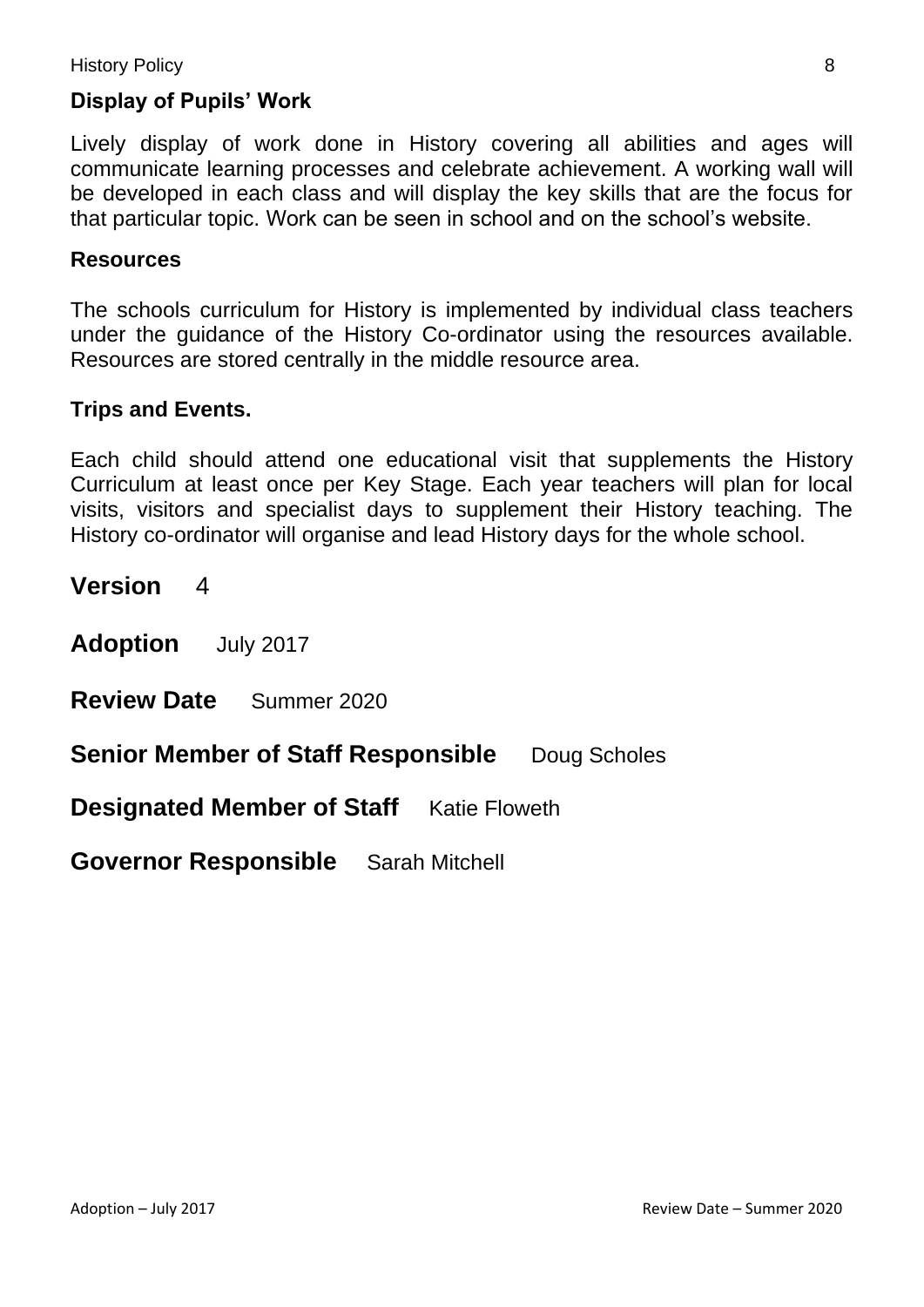### Display of Pupils' Work

Lively display of work done in History covering all abilities and ages will communicate learning processes and celebrate achievement. A working wall will be developed in each class and will display the key skills that are the focus for that particular topic. Work can be seen in school and on the school's website.

### Resources

The schools curriculum for History is implemented by individual class teachers under the guidance of the History Co-ordinator using the resources available. Resources are stored centrally in the middle resource area.

### Trips and Events.

Each child should attend one educational visit that supplements the History Curriculum at least once per Key Stage. Each year teachers will plan for local visits, visitors and specialist days to supplement their History teaching. The History co-ordinator will organise and lead History days for the whole school.

**Version** 4

**Adoption** July 2017

**Review Date** Summer 2020

**Senior Member of Staff Responsible** Doug Scholes

**Designated Member of Staff** Katie Floweth

**Governor Responsible** Sarah Mitchell